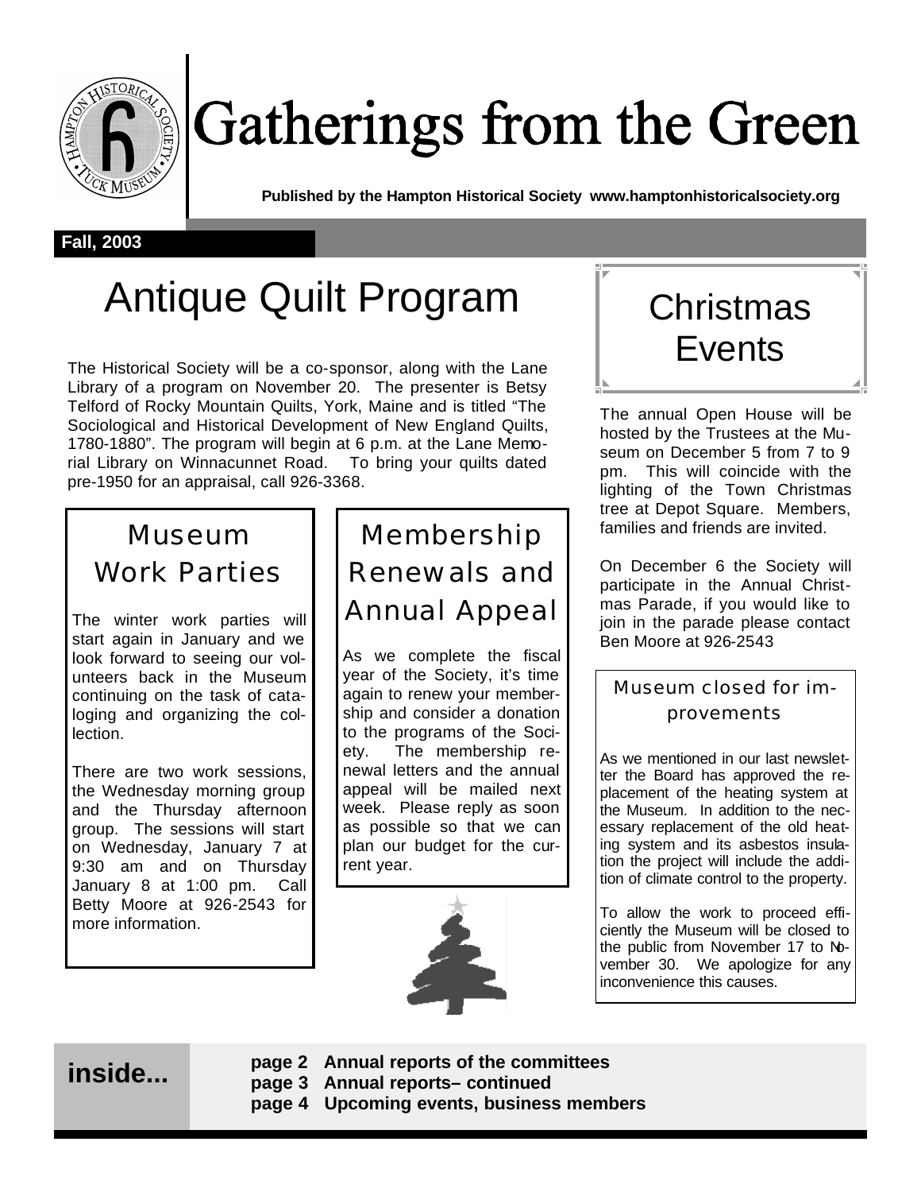# Gatherings from the Green

**Published by the Hampton Historical Society www.hamptonhistoricalsociety.org**

**Fall, 2003**

## Antique Quilt Program

The Historical Society will be a co-sponsor, along with the Lane Library of a program on November 20. The presenter is Betsy Telford of Rocky Mountain Quilts, York, Maine and is titled "The Sociological and Historical Development of New England Quilts, 1780-1880". The program will begin at 6 p.m. at the Lane Memorial Library on Winnacunnet Road. To bring your quilts dated pre-1950 for an appraisal, call 926-3368.

## Museum Work Parties

The winter work parties will start again in January and we look forward to seeing our volunteers back in the Museum continuing on the task of cataloging and organizing the collection.

There are two work sessions, the Wednesday morning group and the Thursday afternoon group. The sessions will start on Wednesday, January 7 at 9:30 am and on Thursday January 8 at 1:00 pm. Call Betty Moore at 926-2543 for more information.

## Membership Renewals and Annual Appeal

As we complete the fiscal year of the Society, it's time again to renew your membership and consider a donation to the programs of the Society. The membership renewal letters and the annual appeal will be mailed next week. Please reply as soon as possible so that we can plan our budget for the current year.

## Christmas Events

The annual Open House will be hosted by the Trustees at the Museum on December 5 from 7 to 9 pm. This will coincide with the lighting of the Town Christmas tree at Depot Square. Members, families and friends are invited.

On December 6 the Society will participate in the Annual Christmas Parade, if you would like to join in the parade please contact Ben Moore at 926-2543

### Museum closed for improvements

As we mentioned in our last newsletter the Board has approved the replacement of the heating system at the Museum. In addition to the necessary replacement of the old heating system and its asbestos insulation the project will include the addition of climate control to the property.

To allow the work to proceed efficiently the Museum will be closed to the public from November 17 to November 30. We apologize for any inconvenience this causes.

**inside...**

**page 2 Annual reports of the committees**
**page 3 Annual reports– continued**
**page 4 Upcoming events, business members**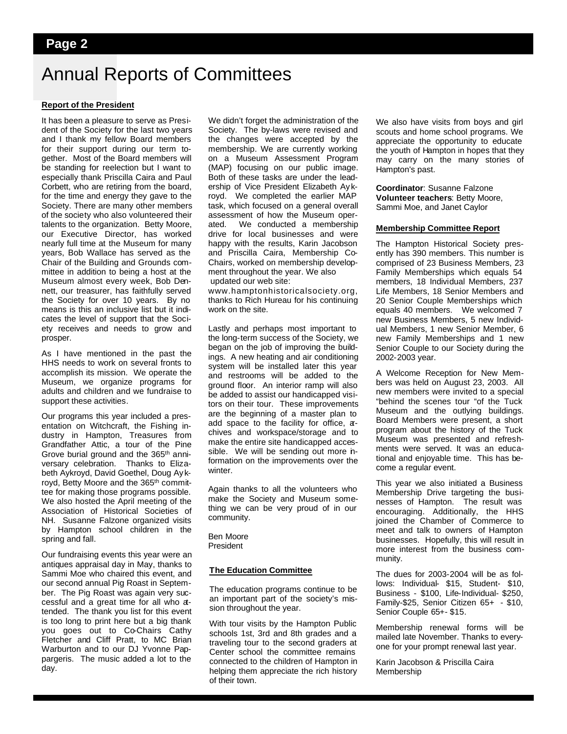# Annual Reports of Committees

**Report of the President**

It has been a pleasure to serve as President of the Society for the last two years and I thank my fellow Board members for their support during our term together. Most of the Board members will be standing for reelection but I want to especially thank Priscilla Caira and Paul Corbett, who are retiring from the board, for the time and energy they gave to the Society. There are many other members of the society who also volunteered their talents to the organization. Betty Moore, our Executive Director, has worked nearly full time at the Museum for many years, Bob Wallace has served as the Chair of the Building and Grounds committee in addition to being a host at the Museum almost every week, Bob Dennett, our treasurer, has faithfully served the Society for over 10 years. By no means is this an inclusive list but it indicates the level of support that the Society receives and needs to grow and prosper.

As I have mentioned in the past the HHS needs to work on several fronts to accomplish its mission. We operate the Museum, we organize programs for adults and children and we fundraise to support these activities.

Our programs this year included a presentation on Witchcraft, the Fishing industry in Hampton, Treasures from Grandfather Attic, a tour of the Pine Grove burial ground and the 365th anniversary celebration. Thanks to Elizabeth Aykroyd, David Goethel, Doug Aykroyd, Betty Moore and the 365th committee for making those programs possible. We also hosted the April meeting of the Association of Historical Societies of NH. Susanne Falzone organized visits by Hampton school children in the spring and fall.

Our fundraising events this year were an antiques appraisal day in May, thanks to Sammi Moe who chaired this event, and our second annual Pig Roast in September. The Pig Roast was again very successful and a great time for all who attended. The thank you list for this event is too long to print here but a big thank you goes out to Co-Chairs Cathy Fletcher and Cliff Pratt, to MC Brian Warburton and to our DJ Yvonne Pappargeris. The music added a lot to the day.

We didn't forget the administration of the Society. The by-laws were revised and the changes were accepted by the membership. We are currently working on a Museum Assessment Program (MAP) focusing on our public image. Both of these tasks are under the leadership of Vice President Elizabeth Aykroyd. We completed the earlier MAP task, which focused on a general overall assessment of how the Museum operated. We conducted a membership drive for local businesses and were happy with the results, Karin Jacobson and Priscilla Caira, Membership Co-Chairs, worked on membership development throughout the year. We also updated our web site: www.hamptonhistoricalsociety.org, thanks to Rich Hureau for his continuing work on the site.

Lastly and perhaps most important to the long-term success of the Society, we began on the job of improving the buildings. A new heating and air conditioning system will be installed later this year and restrooms will be added to the ground floor. An interior ramp will also be added to assist our handicapped visitors on their tour. These improvements are the beginning of a master plan to add space to the facility for office, archives and workspace/storage and to make the entire site handicapped accessible. We will be sending out more information on the improvements over the winter.

Again thanks to all the volunteers who make the Society and Museum something we can be very proud of in our community.

Ben Moore
President

**The Education Committee**

The education programs continue to be an important part of the society's mission throughout the year.

With tour visits by the Hampton Public schools 1st, 3rd and 8th grades and a traveling tour to the second graders at Center school the committee remains connected to the children of Hampton in helping them appreciate the rich history of their town.

We also have visits from boys and girl scouts and home school programs. We appreciate the opportunity to educate the youth of Hampton in hopes that they may carry on the many stories of Hampton's past.

**Coordinator**: Susanne Falzone
**Volunteer teachers**: Betty Moore, Sammi Moe, and Janet Caylor

**Membership Committee Report**

The Hampton Historical Society presently has 390 members. This number is comprised of 23 Business Members, 23 Family Memberships which equals 54 members, 18 Individual Members, 237 Life Members, 18 Senior Members and 20 Senior Couple Memberships which equals 40 members. We welcomed 7 new Business Members, 5 new Individual Members, 1 new Senior Member, 6 new Family Memberships and 1 new Senior Couple to our Society during the 2002-2003 year.

A Welcome Reception for New Members was held on August 23, 2003. All new members were invited to a special "behind the scenes tour "of the Tuck Museum and the outlying buildings. Board Members were present, a short program about the history of the Tuck Museum was presented and refreshments were served. It was an educational and enjoyable time. This has become a regular event.

This year we also initiated a Business Membership Drive targeting the businesses of Hampton. The result was encouraging. Additionally, the HHS joined the Chamber of Commerce to meet and talk to owners of Hampton businesses. Hopefully, this will result in more interest from the business community.

The dues for 2003-2004 will be as follows: Individual- $15, Student- $10, Business - $100, Life-Individual- $250, Family-$25, Senior Citizen 65+ - $10, Senior Couple 65+- $15.

Membership renewal forms will be mailed late November. Thanks to everyone for your prompt renewal last year.

Karin Jacobson & Priscilla Caira
Membership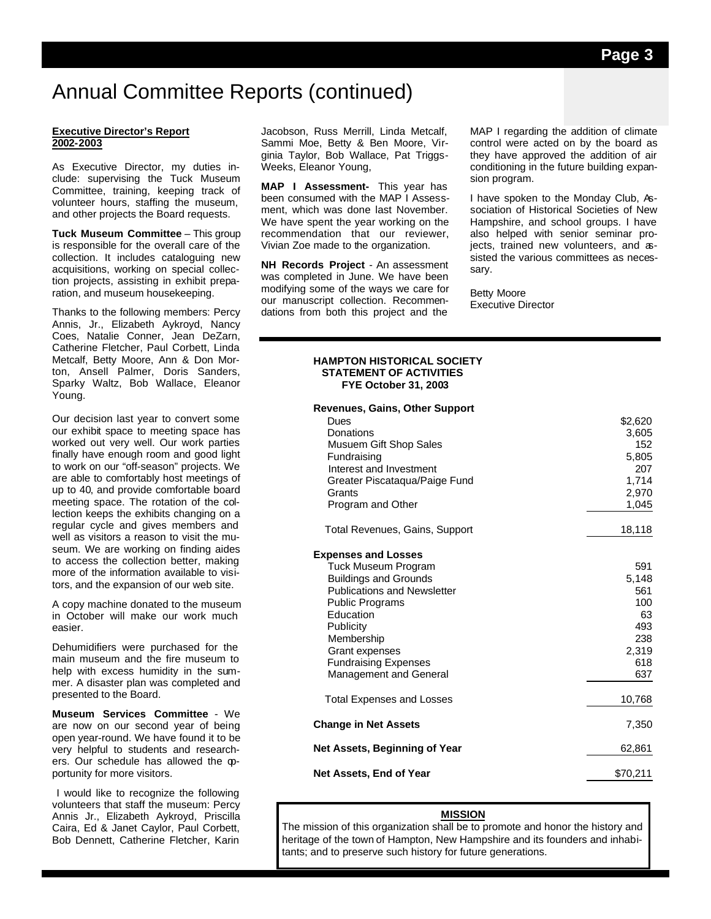# Annual Committee Reports (continued)

**Executive Director's Report 2002-2003**

As Executive Director, my duties include: supervising the Tuck Museum Committee, training, keeping track of volunteer hours, staffing the museum, and other projects the Board requests.

**Tuck Museum Committee** – This group is responsible for the overall care of the collection. It includes cataloguing new acquisitions, working on special collection projects, assisting in exhibit preparation, and museum housekeeping.

Thanks to the following members: Percy Annis, Jr., Elizabeth Aykroyd, Nancy Coes, Natalie Conner, Jean DeZarn, Catherine Fletcher, Paul Corbett, Linda Metcalf, Betty Moore, Ann & Don Morton, Ansell Palmer, Doris Sanders, Sparky Waltz, Bob Wallace, Eleanor Young.

Our decision last year to convert some our exhibit space to meeting space has worked out very well. Our work parties finally have enough room and good light to work on our "off-season" projects. We are able to comfortably host meetings of up to 40, and provide comfortable board meeting space. The rotation of the collection keeps the exhibits changing on a regular cycle and gives members and well as visitors a reason to visit the museum. We are working on finding aides to access the collection better, making more of the information available to visitors, and the expansion of our web site.

A copy machine donated to the museum in October will make our work much easier.

Dehumidifiers were purchased for the main museum and the fire museum to help with excess humidity in the summer. A disaster plan was completed and presented to the Board.

**Museum Services Committee** - We are now on our second year of being open year-round. We have found it to be very helpful to students and researchers. Our schedule has allowed the opportunity for more visitors.

I would like to recognize the following volunteers that staff the museum: Percy Annis Jr., Elizabeth Aykroyd, Priscilla Caira, Ed & Janet Caylor, Paul Corbett, Bob Dennett, Catherine Fletcher, Karin Jacobson, Russ Merrill, Linda Metcalf, Sammi Moe, Betty & Ben Moore, Virginia Taylor, Bob Wallace, Pat Triggs-Weeks, Eleanor Young,

**MAP I Assessment-** This year has been consumed with the MAP I Assessment, which was done last November. We have spent the year working on the recommendation that our reviewer, Vivian Zoe made to the organization.

**NH Records Project** - An assessment was completed in June. We have been modifying some of the ways we care for our manuscript collection. Recommendations from both this project and the MAP I regarding the addition of climate control were acted on by the board as they have approved the addition of air conditioning in the future building expansion program.

I have spoken to the Monday Club, Association of Historical Societies of New Hampshire, and school groups. I have also helped with senior seminar projects, trained new volunteers, and assisted the various committees as necessary.

Betty Moore
Executive Director

**HAMPTON HISTORICAL SOCIETY**
**STATEMENT OF ACTIVITIES**
**FYE October 31, 2003**

| | |
|---|---|
| **Revenues, Gains, Other Support** | |
| Dues | $2,620 |
| Donations | 3,605 |
| Musuem Gift Shop Sales | 152 |
| Fundraising | 5,805 |
| Interest and Investment | 207 |
| Greater Piscataqua/Paige Fund | 1,714 |
| Grants | 2,970 |
| Program and Other | 1,045 |
| Total Revenues, Gains, Support | 18,118 |
| **Expenses and Losses** | |
| Tuck Museum Program | 591 |
| Buildings and Grounds | 5,148 |
| Publications and Newsletter | 561 |
| Public Programs | 100 |
| Education | 63 |
| Publicity | 493 |
| Membership | 238 |
| Grant expenses | 2,319 |
| Fundraising Expenses | 618 |
| Management and General | 637 |
| Total Expenses and Losses | 10,768 |
| **Change in Net Assets** | 7,350 |
| **Net Assets, Beginning of Year** | 62,861 |
| **Net Assets, End of Year** | $70,211 |

**MISSION**

The mission of this organization shall be to promote and honor the history and heritage of the town of Hampton, New Hampshire and its founders and inhabitants; and to preserve such history for future generations.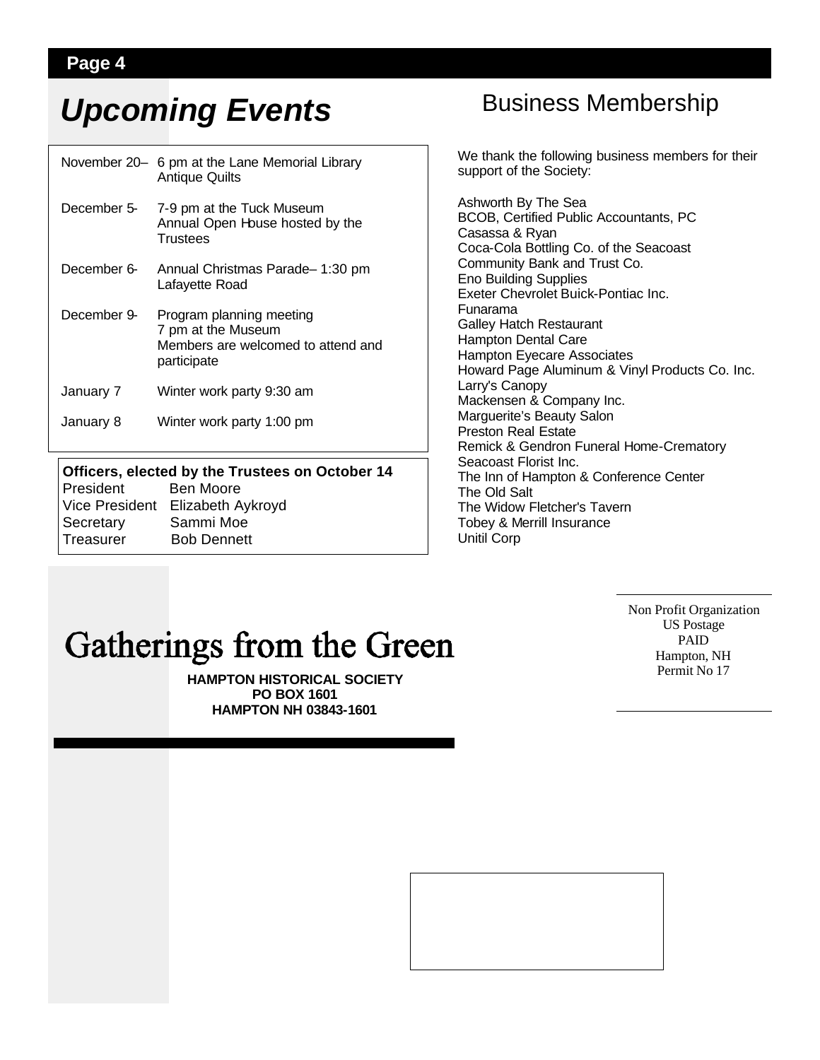# *Upcoming Events*

| | |
|---|---|
| November 20– | 6 pm at the Lane Memorial Library<br>Antique Quilts |
| December 5- | 7-9 pm at the Tuck Museum<br>Annual Open House hosted by the Trustees |
| December 6- | Annual Christmas Parade– 1:30 pm<br>Lafayette Road |
| December 9- | Program planning meeting<br>7 pm at the Museum<br>Members are welcomed to attend and participate |
| January 7 | Winter work party 9:30 am |
| January 8 | Winter work party 1:00 pm |

**Officers, elected by the Trustees on October 14**

| | |
|---|---|
| President | Ben Moore |
| Vice President | Elizabeth Aykroyd |
| Secretary | Sammi Moe |
| Treasurer | Bob Dennett |

## Business Membership

We thank the following business members for their support of the Society:

Ashworth By The Sea
BCOB, Certified Public Accountants, PC
Casassa & Ryan
Coca-Cola Bottling Co. of the Seacoast
Community Bank and Trust Co.
Eno Building Supplies
Exeter Chevrolet Buick-Pontiac Inc.
Funarama
Galley Hatch Restaurant
Hampton Dental Care
Hampton Eyecare Associates
Howard Page Aluminum & Vinyl Products Co. Inc.
Larry's Canopy
Mackensen & Company Inc.
Marguerite's Beauty Salon
Preston Real Estate
Remick & Gendron Funeral Home-Crematory
Seacoast Florist Inc.
The Inn of Hampton & Conference Center
The Old Salt
The Widow Fletcher's Tavern
Tobey & Merrill Insurance
Unitil Corp

# Gatherings from the Green

**HAMPTON HISTORICAL SOCIETY**
**PO BOX 1601**
**HAMPTON NH 03843-1601**

Non Profit Organization
US Postage
PAID
Hampton, NH
Permit No 17